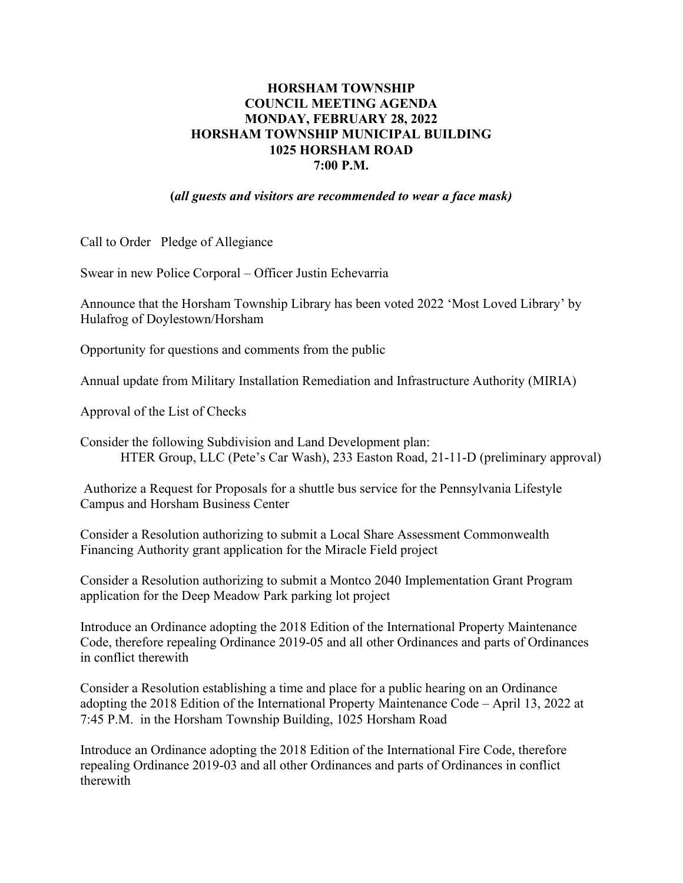# HORSHAM TOWNSHIP
# COUNCIL MEETING AGENDA
# MONDAY, FEBRUARY 28, 2022
# HORSHAM TOWNSHIP MUNICIPAL BUILDING
# 1025 HORSHAM ROAD
# 7:00 P.M.

**(*all guests and visitors are recommended to wear a face mask)***

Call to Order Pledge of Allegiance

Swear in new Police Corporal – Officer Justin Echevarria

Announce that the Horsham Township Library has been voted 2022 'Most Loved Library' by Hulafrog of Doylestown/Horsham

Opportunity for questions and comments from the public

Annual update from Military Installation Remediation and Infrastructure Authority (MIRIA)

Approval of the List of Checks

Consider the following Subdivision and Land Development plan:
HTER Group, LLC (Pete's Car Wash), 233 Easton Road, 21-11-D (preliminary approval)

Authorize a Request for Proposals for a shuttle bus service for the Pennsylvania Lifestyle Campus and Horsham Business Center

Consider a Resolution authorizing to submit a Local Share Assessment Commonwealth Financing Authority grant application for the Miracle Field project

Consider a Resolution authorizing to submit a Montco 2040 Implementation Grant Program application for the Deep Meadow Park parking lot project

Introduce an Ordinance adopting the 2018 Edition of the International Property Maintenance Code, therefore repealing Ordinance 2019-05 and all other Ordinances and parts of Ordinances in conflict therewith

Consider a Resolution establishing a time and place for a public hearing on an Ordinance adopting the 2018 Edition of the International Property Maintenance Code – April 13, 2022 at 7:45 P.M. in the Horsham Township Building, 1025 Horsham Road

Introduce an Ordinance adopting the 2018 Edition of the International Fire Code, therefore repealing Ordinance 2019-03 and all other Ordinances and parts of Ordinances in conflict therewith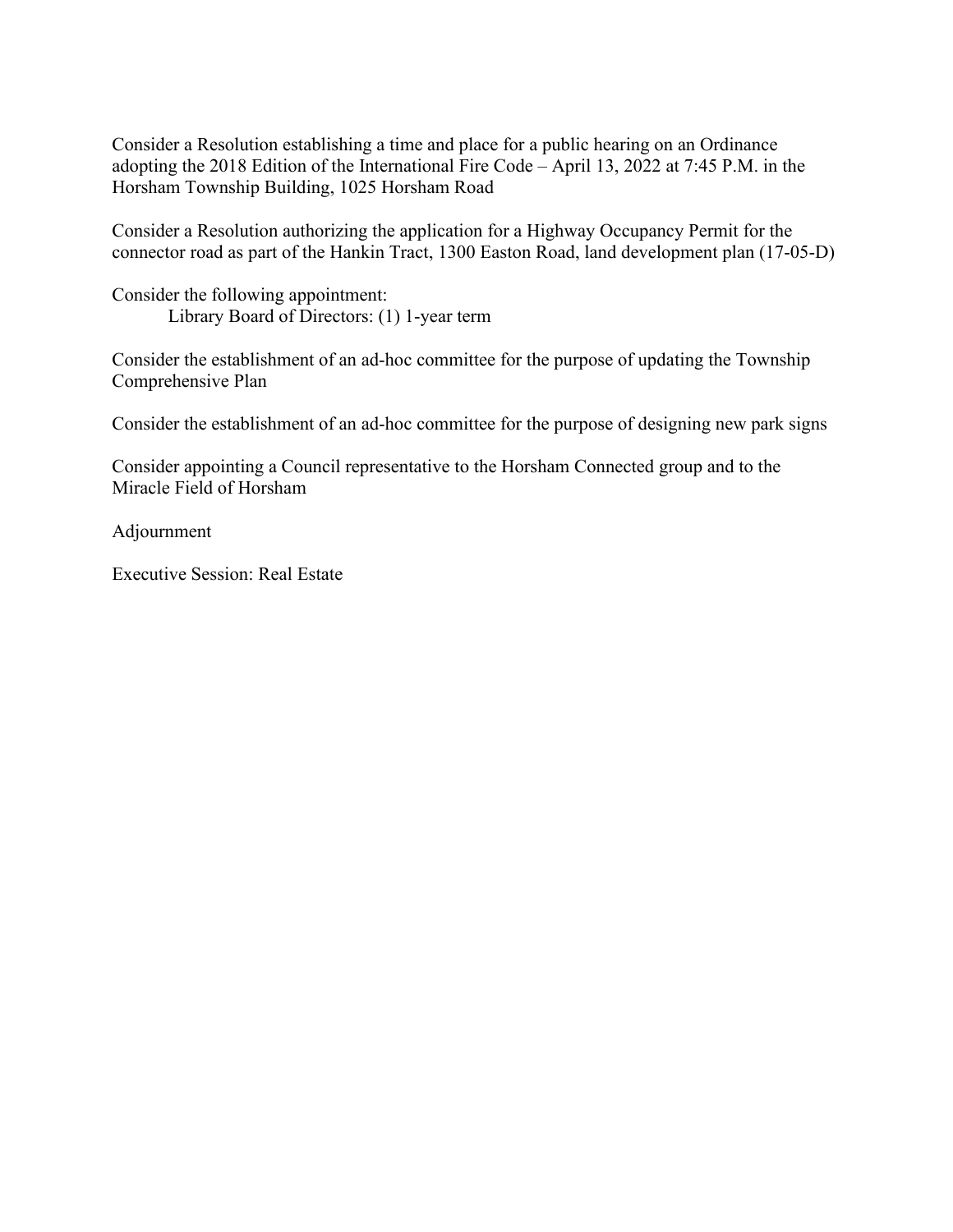Consider a Resolution establishing a time and place for a public hearing on an Ordinance adopting the 2018 Edition of the International Fire Code – April 13, 2022 at 7:45 P.M. in the Horsham Township Building, 1025 Horsham Road

Consider a Resolution authorizing the application for a Highway Occupancy Permit for the connector road as part of the Hankin Tract, 1300 Easton Road, land development plan (17-05-D)

Consider the following appointment:

Library Board of Directors: (1) 1-year term

Consider the establishment of an ad-hoc committee for the purpose of updating the Township Comprehensive Plan

Consider the establishment of an ad-hoc committee for the purpose of designing new park signs

Consider appointing a Council representative to the Horsham Connected group and to the Miracle Field of Horsham

Adjournment

Executive Session: Real Estate